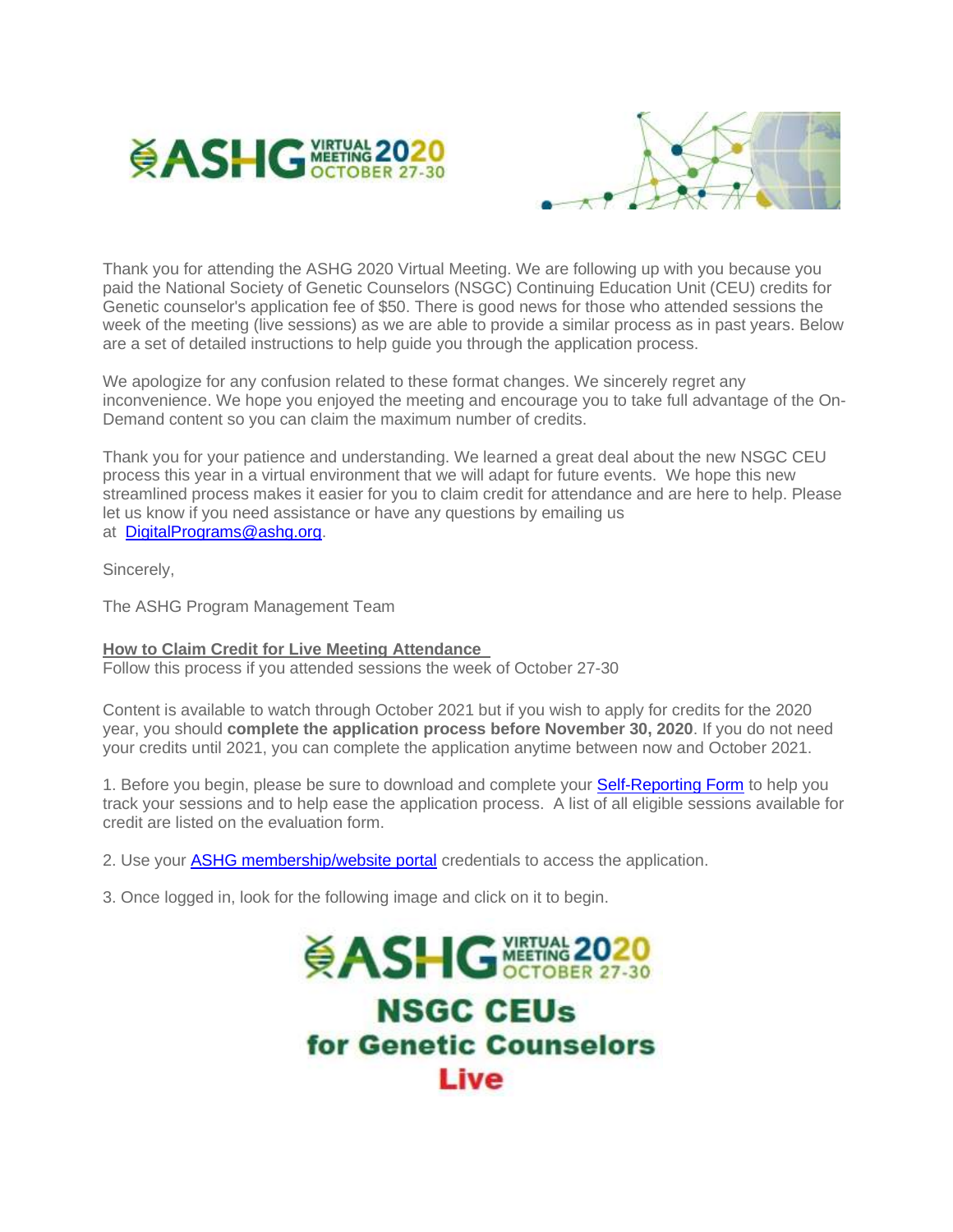Thank you for attending the ASHG 2020 Virtual Meeting. We are following up with you because you paid the National Society of Genetic Counselors (NSGC) Continuing Education Unit (CEU) credits for Genetic counselor's application fee of $50. There is good news for those who attended sessions the week of the meeting (live sessions) as we are able to provide a similar process as in past years. Below are a set of detailed instructions to help guide you through the application process.

We apologize for any confusion related to these format changes. We sincerely regret any inconvenience. We hope you enjoyed the meeting and encourage you to take full advantage of the On-Demand content so you can claim the maximum number of credits.

Thank you for your patience and understanding. We learned a great deal about the new NSGC CEU process this year in a virtual environment that we will adapt for future events. We hope this new streamlined process makes it easier for you to claim credit for attendance and are here to help. Please let us know if you need assistance or have any questions by emailing us at DigitalPrograms@ashg.org.

Sincerely,

The ASHG Program Management Team

**How to Claim Credit for Live Meeting Attendance**

Follow this process if you attended sessions the week of October 27-30

Content is available to watch through October 2021 but if you wish to apply for credits for the 2020 year, you should **complete the application process before November 30, 2020**. If you do not need your credits until 2021, you can complete the application anytime between now and October 2021.

1. Before you begin, please be sure to download and complete your Self-Reporting Form to help you track your sessions and to help ease the application process. A list of all eligible sessions available for credit are listed on the evaluation form.

2. Use your ASHG membership/website portal credentials to access the application.

3. Once logged in, look for the following image and click on it to begin.

ASHG VIRTUAL MEETING 2020 OCTOBER 27-30

NSGC CEUs for Genetic Counselors Live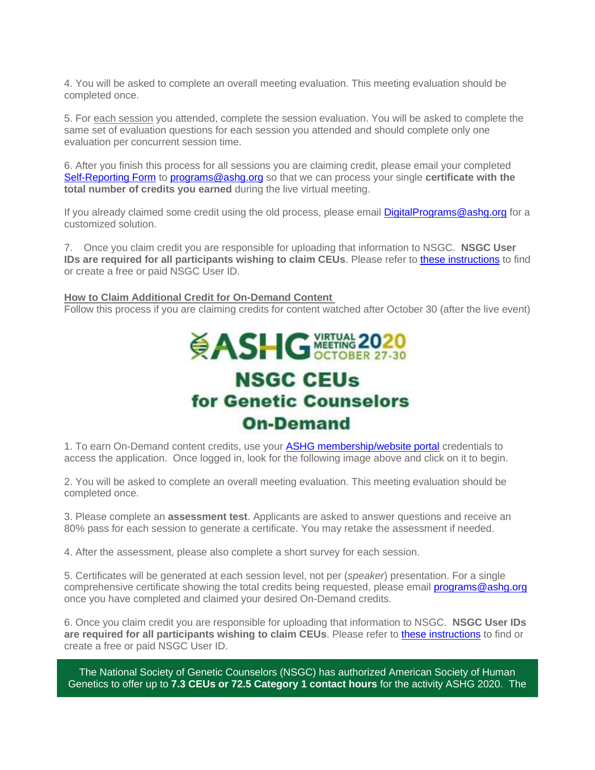4. You will be asked to complete an overall meeting evaluation. This meeting evaluation should be completed once.

5. For each session you attended, complete the session evaluation. You will be asked to complete the same set of evaluation questions for each session you attended and should complete only one evaluation per concurrent session time.

6. After you finish this process for all sessions you are claiming credit, please email your completed Self-Reporting Form to programs@ashg.org so that we can process your single **certificate with the total number of credits you earned** during the live virtual meeting.

If you already claimed some credit using the old process, please email DigitalPrograms@ashg.org for a customized solution.

7. Once you claim credit you are responsible for uploading that information to NSGC. **NSGC User IDs are required for all participants wishing to claim CEUs**. Please refer to these instructions to find or create a free or paid NSGC User ID.

**How to Claim Additional Credit for On-Demand Content**

Follow this process if you are claiming credits for content watched after October 30 (after the live event)

ASHG VIRTUAL MEETING 2020 OCTOBER 27-30

**NSGC CEUs for Genetic Counselors On-Demand**

1. To earn On-Demand content credits, use your ASHG membership/website portal credentials to access the application. Once logged in, look for the following image above and click on it to begin.

2. You will be asked to complete an overall meeting evaluation. This meeting evaluation should be completed once.

3. Please complete an **assessment test**. Applicants are asked to answer questions and receive an 80% pass for each session to generate a certificate. You may retake the assessment if needed.

4. After the assessment, please also complete a short survey for each session.

5. Certificates will be generated at each session level, not per (*speaker*) presentation. For a single comprehensive certificate showing the total credits being requested, please email programs@ashg.org once you have completed and claimed your desired On-Demand credits.

6. Once you claim credit you are responsible for uploading that information to NSGC. **NSGC User IDs are required for all participants wishing to claim CEUs**. Please refer to these instructions to find or create a free or paid NSGC User ID.

The National Society of Genetic Counselors (NSGC) has authorized American Society of Human Genetics to offer up to **7.3 CEUs or 72.5 Category 1 contact hours** for the activity ASHG 2020. The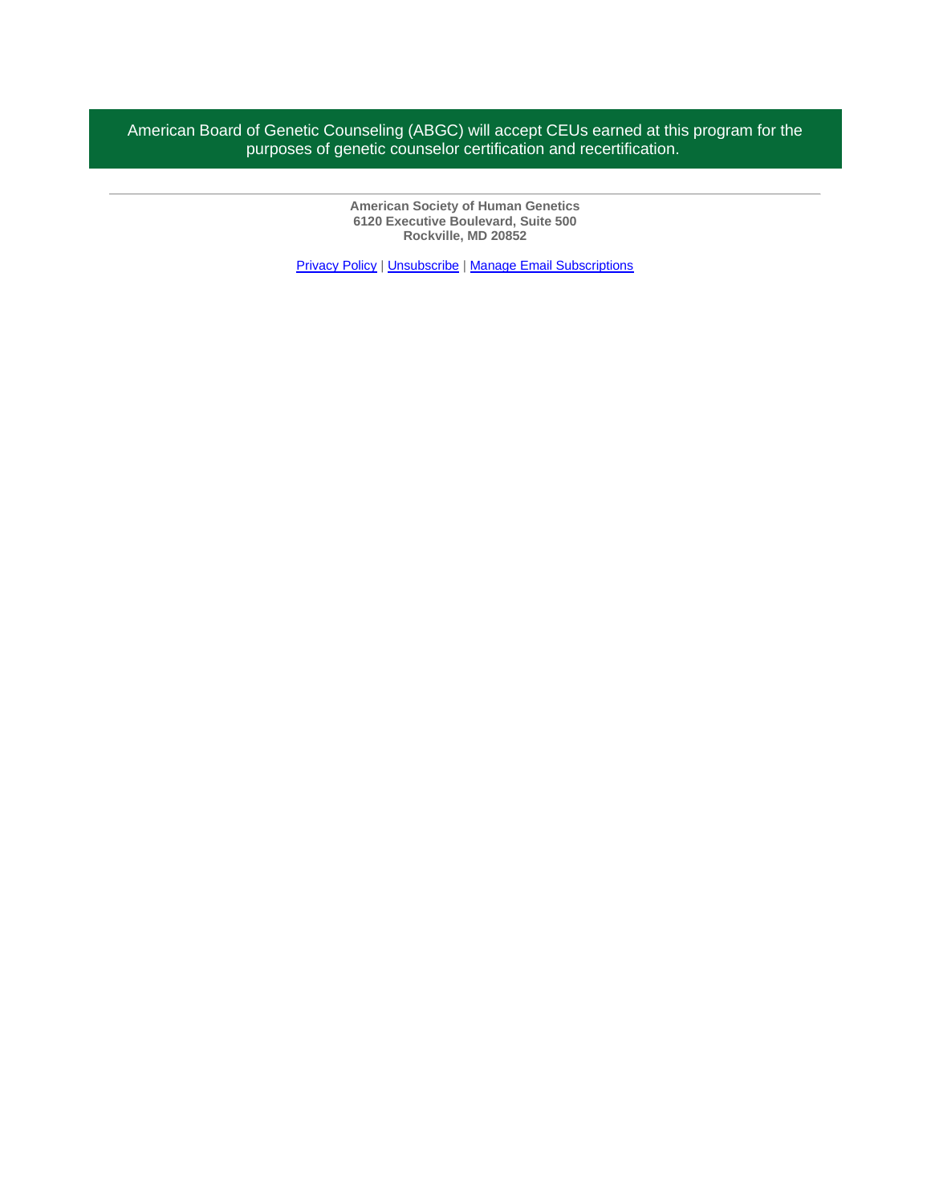American Board of Genetic Counseling (ABGC) will accept CEUs earned at this program for the purposes of genetic counselor certification and recertification.

---

**American Society of Human Genetics**
**6120 Executive Boulevard, Suite 500**
**Rockville, MD 20852**

Privacy Policy | Unsubscribe | Manage Email Subscriptions